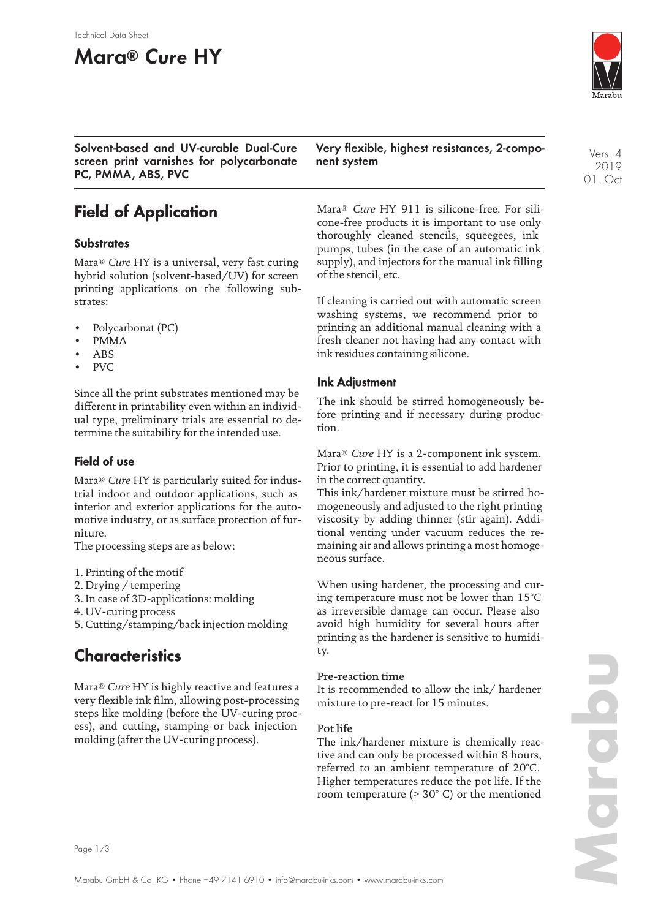Technical Data Sheet

# Mara® *Cure* HY

**Solvent-based and UV-curable Dual-Cure screen print varnishes for polycarbonate PC, PMMA, ABS, PVC**

**Very flexible, highest resistances, 2-component system**

Vers. 4
2019
01. Oct

## Field of Application

### Substrates

Mara® *Cure* HY is a universal, very fast curing hybrid solution (solvent-based/UV) for screen printing applications on the following substrates:

- Polycarbonat (PC)
- PMMA
- ABS
- PVC

Since all the print substrates mentioned may be different in printability even within an individual type, preliminary trials are essential to determine the suitability for the intended use.

### Field of use

Mara® *Cure* HY is particularly suited for industrial indoor and outdoor applications, such as interior and exterior applications for the automotive industry, or as surface protection of furniture.
The processing steps are as below:

1. Printing of the motif
2. Drying / tempering
3. In case of 3D-applications: molding
4. UV-curing process
5. Cutting/stamping/back injection molding

## Characteristics

Mara® *Cure* HY is highly reactive and features a very flexible ink film, allowing post-processing steps like molding (before the UV-curing process), and cutting, stamping or back injection molding (after the UV-curing process).

Mara® *Cure* HY 911 is silicone-free. For silicone-free products it is important to use only thoroughly cleaned stencils, squeegees, ink pumps, tubes (in the case of an automatic ink supply), and injectors for the manual ink filling of the stencil, etc.

If cleaning is carried out with automatic screen washing systems, we recommend prior to printing an additional manual cleaning with a fresh cleaner not having had any contact with ink residues containing silicone.

### Ink Adjustment

The ink should be stirred homogeneously before printing and if necessary during production.

Mara® *Cure* HY is a 2-component ink system. Prior to printing, it is essential to add hardener in the correct quantity.
This ink/hardener mixture must be stirred homogeneously and adjusted to the right printing viscosity by adding thinner (stir again). Additional venting under vacuum reduces the remaining air and allows printing a most homogeneous surface.

When using hardener, the processing and curing temperature must not be lower than 15°C as irreversible damage can occur. Please also avoid high humidity for several hours after printing as the hardener is sensitive to humidity.

**Pre-reaction time**
It is recommended to allow the ink/ hardener mixture to pre-react for 15 minutes.

**Pot life**
The ink/hardener mixture is chemically reactive and can only be processed within 8 hours, referred to an ambient temperature of 20°C. Higher temperatures reduce the pot life. If the room temperature (> 30° C) or the mentioned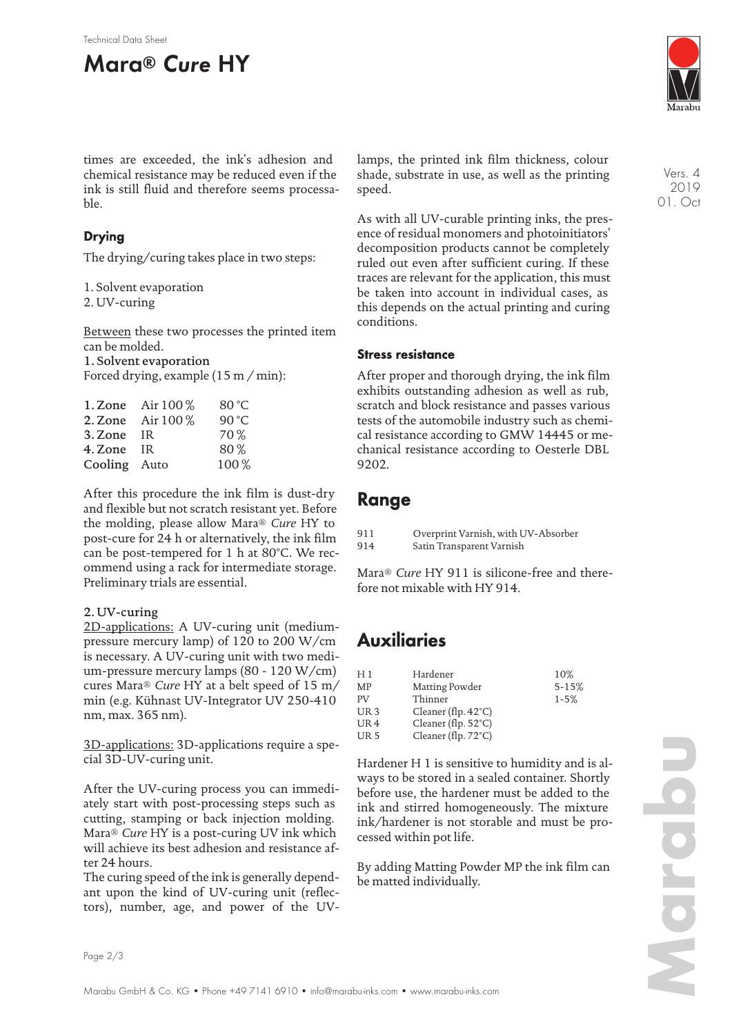times are exceeded, the ink's adhesion and chemical resistance may be reduced even if the ink is still fluid and therefore seems processable.

### Drying

The drying/curing takes place in two steps:

1. Solvent evaporation
2. UV-curing

Between these two processes the printed item can be molded.

**1. Solvent evaporation**

Forced drying, example (15 m / min):

| | | |
|---|---|---|
| **1. Zone** | Air 100 % | 80 °C |
| **2. Zone** | Air 100 % | 90 °C |
| **3. Zone** | IR | 70 % |
| **4. Zone** | IR | 80 % |
| **Cooling** | Auto | 100 % |

After this procedure the ink film is dust-dry and flexible but not scratch resistant yet. Before the molding, please allow Mara® *Cure* HY to post-cure for 24 h or alternatively, the ink film can be post-tempered for 1 h at 80°C. We recommend using a rack for intermediate storage. Preliminary trials are essential.

**2. UV-curing**

2D-applications: A UV-curing unit (medium-pressure mercury lamp) of 120 to 200 W/cm is necessary. A UV-curing unit with two medium-pressure mercury lamps (80 - 120 W/cm) cures Mara® *Cure* HY at a belt speed of 15 m/min (e.g. Kühnast UV-Integrator UV 250-410 nm, max. 365 nm).

3D-applications: 3D-applications require a special 3D-UV-curing unit.

After the UV-curing process you can immediately start with post-processing steps such as cutting, stamping or back injection molding. Mara® *Cure* HY is a post-curing UV ink which will achieve its best adhesion and resistance after 24 hours.

The curing speed of the ink is generally dependant upon the kind of UV-curing unit (reflectors), number, age, and power of the UV-lamps, the printed ink film thickness, colour shade, substrate in use, as well as the printing speed.

As with all UV-curable printing inks, the presence of residual monomers and photoinitiators' decomposition products cannot be completely ruled out even after sufficient curing. If these traces are relevant for the application, this must be taken into account in individual cases, as this depends on the actual printing and curing conditions.

### Stress resistance

After proper and thorough drying, the ink film exhibits outstanding adhesion as well as rub, scratch and block resistance and passes various tests of the automobile industry such as chemical resistance according to GMW 14445 or mechanical resistance according to Oesterle DBL 9202.

## Range

| | |
|---|---|
| 911 | Overprint Varnish, with UV-Absorber |
| 914 | Satin Transparent Varnish |

Mara® *Cure* HY 911 is silicone-free and therefore not mixable with HY 914.

## Auxiliaries

| | | |
|---|---|---|
| H 1 | Hardener | 10% |
| MP | Matting Powder | 5-15% |
| PV | Thinner | 1-5% |
| UR 3 | Cleaner (flp. 42°C) | |
| UR 4 | Cleaner (flp. 52°C) | |
| UR 5 | Cleaner (flp. 72°C) | |

Hardener H 1 is sensitive to humidity and is always to be stored in a sealed container. Shortly before use, the hardener must be added to the ink and stirred homogeneously. The mixture ink/hardener is not storable and must be processed within pot life.

By adding Matting Powder MP the ink film can be matted individually.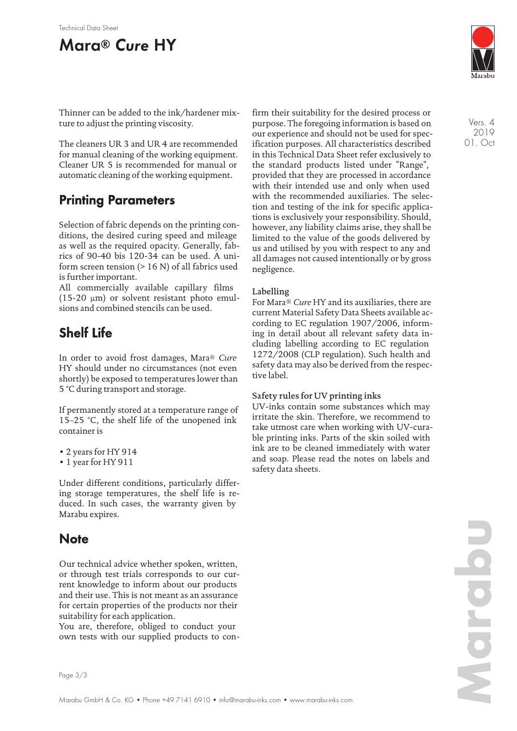Thinner can be added to the ink/hardener mixture to adjust the printing viscosity.

The cleaners UR 3 and UR 4 are recommended for manual cleaning of the working equipment. Cleaner UR 5 is recommended for manual or automatic cleaning of the working equipment.

## Printing Parameters

Selection of fabric depends on the printing conditions, the desired curing speed and mileage as well as the required opacity. Generally, fabrics of 90-40 bis 120-34 can be used. A uniform screen tension (> 16 N) of all fabrics used is further important.
All commercially available capillary films (15-20 µm) or solvent resistant photo emulsions and combined stencils can be used.

## Shelf Life

In order to avoid frost damages, Mara® *Cure* HY should under no circumstances (not even shortly) be exposed to temperatures lower than 5 °C during transport and storage.

If permanently stored at a temperature range of 15–25 °C, the shelf life of the unopened ink container is

- 2 years for HY 914
- 1 year for HY 911

Under different conditions, particularly differing storage temperatures, the shelf life is reduced. In such cases, the warranty given by Marabu expires.

## Note

Our technical advice whether spoken, written, or through test trials corresponds to our current knowledge to inform about our products and their use. This is not meant as an assurance for certain properties of the products nor their suitability for each application.
You are, therefore, obliged to conduct your own tests with our supplied products to confirm their suitability for the desired process or purpose. The foregoing information is based on our experience and should not be used for specification purposes. All characteristics described in this Technical Data Sheet refer exclusively to the standard products listed under "Range", provided that they are processed in accordance with their intended use and only when used with the recommended auxiliaries. The selection and testing of the ink for specific applications is exclusively your responsibility. Should, however, any liability claims arise, they shall be limited to the value of the goods delivered by us and utilised by you with respect to any and all damages not caused intentionally or by gross negligence.

### Labelling

For Mara® *Cure* HY and its auxiliaries, there are current Material Safety Data Sheets available according to EC regulation 1907/2006, informing in detail about all relevant safety data including labelling according to EC regulation 1272/2008 (CLP regulation). Such health and safety data may also be derived from the respective label.

### Safety rules for UV printing inks

UV-inks contain some substances which may irritate the skin. Therefore, we recommend to take utmost care when working with UV-curable printing inks. Parts of the skin soiled with ink are to be cleaned immediately with water and soap. Please read the notes on labels and safety data sheets.